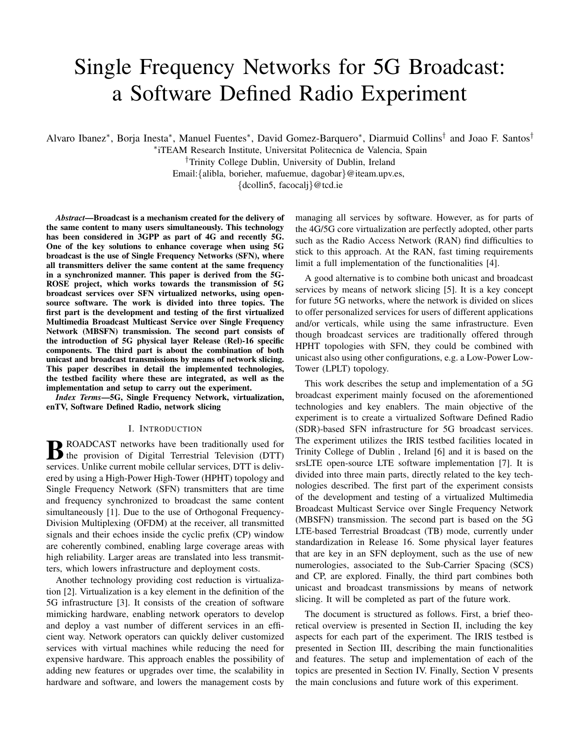# Single Frequency Networks for 5G Broadcast: a Software Defined Radio Experiment

Alvaro Ibanez*, Borja Inesta*, Manuel Fuentes*, David Gomez-Barquero*, Diarmuid Collins† and Joao F. Santos†

*iTEAM Research Institute, Universitat Politecnica de Valencia, Spain

†Trinity College Dublin, University of Dublin, Ireland

Email:{alibla, borieher, mafuemue, dagobar}@iteam.upv.es, {dcollin5, facocalj}@tcd.ie

***Abstract*—Broadcast is a mechanism created for the delivery of the same content to many users simultaneously. This technology has been considered in 3GPP as part of 4G and recently 5G. One of the key solutions to enhance coverage when using 5G broadcast is the use of Single Frequency Networks (SFN), where all transmitters deliver the same content at the same frequency in a synchronized manner. This paper is derived from the 5G-ROSE project, which works towards the transmission of 5G broadcast services over SFN virtualized networks, using open-source software. The work is divided into three topics. The first part is the development and testing of the first virtualized Multimedia Broadcast Multicast Service over Single Frequency Network (MBSFN) transmission. The second part consists of the introduction of 5G physical layer Release (Rel)-16 specific components. The third part is about the combination of both unicast and broadcast transmissions by means of network slicing. This paper describes in detail the implemented technologies, the testbed facility where these are integrated, as well as the implementation and setup to carry out the experiment.**

***Index Terms*—5G, Single Frequency Network, virtualization, enTV, Software Defined Radio, network slicing**

## I. Introduction

Broadcast networks have been traditionally used for the provision of Digital Terrestrial Television (DTT) services. Unlike current mobile cellular services, DTT is delivered by using a High-Power High-Tower (HPHT) topology and Single Frequency Network (SFN) transmitters that are time and frequency synchronized to broadcast the same content simultaneously [1]. Due to the use of Orthogonal Frequency-Division Multiplexing (OFDM) at the receiver, all transmitted signals and their echoes inside the cyclic prefix (CP) window are coherently combined, enabling large coverage areas with high reliability. Larger areas are translated into less transmitters, which lowers infrastructure and deployment costs.

Another technology providing cost reduction is virtualization [2]. Virtualization is a key element in the definition of the 5G infrastructure [3]. It consists of the creation of software mimicking hardware, enabling network operators to develop and deploy a vast number of different services in an efficient way. Network operators can quickly deliver customized services with virtual machines while reducing the need for expensive hardware. This approach enables the possibility of adding new features or upgrades over time, the scalability in hardware and software, and lowers the management costs by managing all services by software. However, as for parts of the 4G/5G core virtualization are perfectly adopted, other parts such as the Radio Access Network (RAN) find difficulties to stick to this approach. At the RAN, fast timing requirements limit a full implementation of the functionalities [4].

A good alternative is to combine both unicast and broadcast services by means of network slicing [5]. It is a key concept for future 5G networks, where the network is divided on slices to offer personalized services for users of different applications and/or verticals, while using the same infrastructure. Even though broadcast services are traditionally offered through HPHT topologies with SFN, they could be combined with unicast also using other configurations, e.g. a Low-Power Low-Tower (LPLT) topology.

This work describes the setup and implementation of a 5G broadcast experiment mainly focused on the aforementioned technologies and key enablers. The main objective of the experiment is to create a virtualized Software Defined Radio (SDR)-based SFN infrastructure for 5G broadcast services. The experiment utilizes the IRIS testbed facilities located in Trinity College of Dublin , Ireland [6] and it is based on the srsLTE open-source LTE software implementation [7]. It is divided into three main parts, directly related to the key technologies described. The first part of the experiment consists of the development and testing of a virtualized Multimedia Broadcast Multicast Service over Single Frequency Network (MBSFN) transmission. The second part is based on the 5G LTE-based Terrestrial Broadcast (TB) mode, currently under standardization in Release 16. Some physical layer features that are key in an SFN deployment, such as the use of new numerologies, associated to the Sub-Carrier Spacing (SCS) and CP, are explored. Finally, the third part combines both unicast and broadcast transmissions by means of network slicing. It will be completed as part of the future work.

The document is structured as follows. First, a brief theoretical overview is presented in Section II, including the key aspects for each part of the experiment. The IRIS testbed is presented in Section III, describing the main functionalities and features. The setup and implementation of each of the topics are presented in Section IV. Finally, Section V presents the main conclusions and future work of this experiment.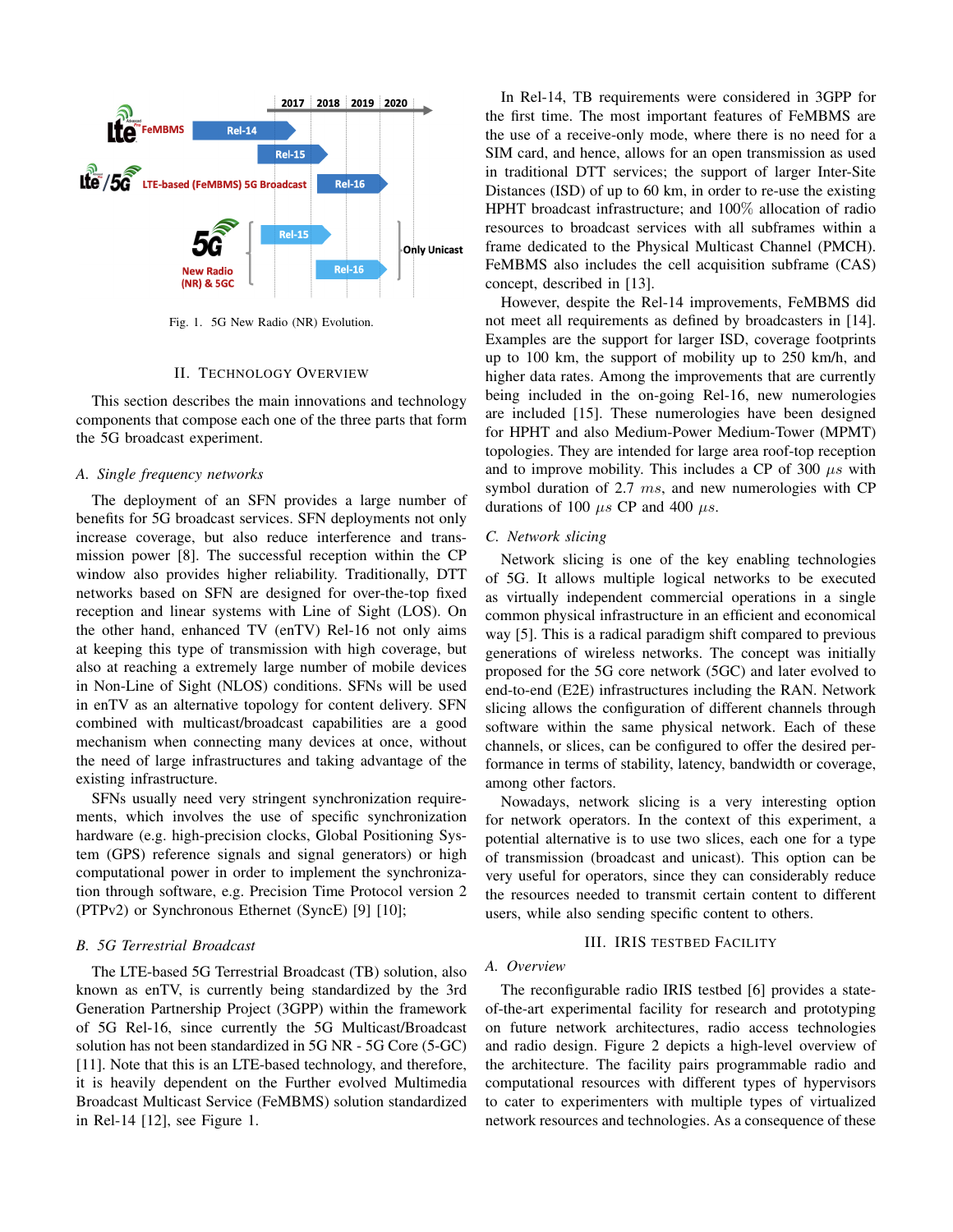Fig. 1. 5G New Radio (NR) Evolution.

## II. Technology Overview

This section describes the main innovations and technology components that compose each one of the three parts that form the 5G broadcast experiment.

### A. Single frequency networks

The deployment of an SFN provides a large number of benefits for 5G broadcast services. SFN deployments not only increase coverage, but also reduce interference and transmission power [8]. The successful reception within the CP window also provides higher reliability. Traditionally, DTT networks based on SFN are designed for over-the-top fixed reception and linear systems with Line of Sight (LOS). On the other hand, enhanced TV (enTV) Rel-16 not only aims at keeping this type of transmission with high coverage, but also at reaching a extremely large number of mobile devices in Non-Line of Sight (NLOS) conditions. SFNs will be used in enTV as an alternative topology for content delivery. SFN combined with multicast/broadcast capabilities are a good mechanism when connecting many devices at once, without the need of large infrastructures and taking advantage of the existing infrastructure.

SFNs usually need very stringent synchronization requirements, which involves the use of specific synchronization hardware (e.g. high-precision clocks, Global Positioning System (GPS) reference signals and signal generators) or high computational power in order to implement the synchronization through software, e.g. Precision Time Protocol version 2 (PTPv2) or Synchronous Ethernet (SyncE) [9] [10];

### B. 5G Terrestrial Broadcast

The LTE-based 5G Terrestrial Broadcast (TB) solution, also known as enTV, is currently being standardized by the 3rd Generation Partnership Project (3GPP) within the framework of 5G Rel-16, since currently the 5G Multicast/Broadcast solution has not been standardized in 5G NR - 5G Core (5-GC) [11]. Note that this is an LTE-based technology, and therefore, it is heavily dependent on the Further evolved Multimedia Broadcast Multicast Service (FeMBMS) solution standardized in Rel-14 [12], see Figure 1.

In Rel-14, TB requirements were considered in 3GPP for the first time. The most important features of FeMBMS are the use of a receive-only mode, where there is no need for a SIM card, and hence, allows for an open transmission as used in traditional DTT services; the support of larger Inter-Site Distances (ISD) of up to 60 km, in order to re-use the existing HPHT broadcast infrastructure; and 100% allocation of radio resources to broadcast services with all subframes within a frame dedicated to the Physical Multicast Channel (PMCH). FeMBMS also includes the cell acquisition subframe (CAS) concept, described in [13].

However, despite the Rel-14 improvements, FeMBMS did not meet all requirements as defined by broadcasters in [14]. Examples are the support for larger ISD, coverage footprints up to 100 km, the support of mobility up to 250 km/h, and higher data rates. Among the improvements that are currently being included in the on-going Rel-16, new numerologies are included [15]. These numerologies have been designed for HPHT and also Medium-Power Medium-Tower (MPMT) topologies. They are intended for large area roof-top reception and to improve mobility. This includes a CP of 300 $\mu s$ with symbol duration of 2.7 $ms$, and new numerologies with CP durations of 100 $\mu s$ CP and 400 $\mu s$.

### C. Network slicing

Network slicing is one of the key enabling technologies of 5G. It allows multiple logical networks to be executed as virtually independent commercial operations in a single common physical infrastructure in an efficient and economical way [5]. This is a radical paradigm shift compared to previous generations of wireless networks. The concept was initially proposed for the 5G core network (5GC) and later evolved to end-to-end (E2E) infrastructures including the RAN. Network slicing allows the configuration of different channels through software within the same physical network. Each of these channels, or slices, can be configured to offer the desired performance in terms of stability, latency, bandwidth or coverage, among other factors.

Nowadays, network slicing is a very interesting option for network operators. In the context of this experiment, a potential alternative is to use two slices, each one for a type of transmission (broadcast and unicast). This option can be very useful for operators, since they can considerably reduce the resources needed to transmit certain content to different users, while also sending specific content to others.

## III. IRIS Testbed Facility

### A. Overview

The reconfigurable radio IRIS testbed [6] provides a state-of-the-art experimental facility for research and prototyping on future network architectures, radio access technologies and radio design. Figure 2 depicts a high-level overview of the architecture. The facility pairs programmable radio and computational resources with different types of hypervisors to cater to experimenters with multiple types of virtualized network resources and technologies. As a consequence of these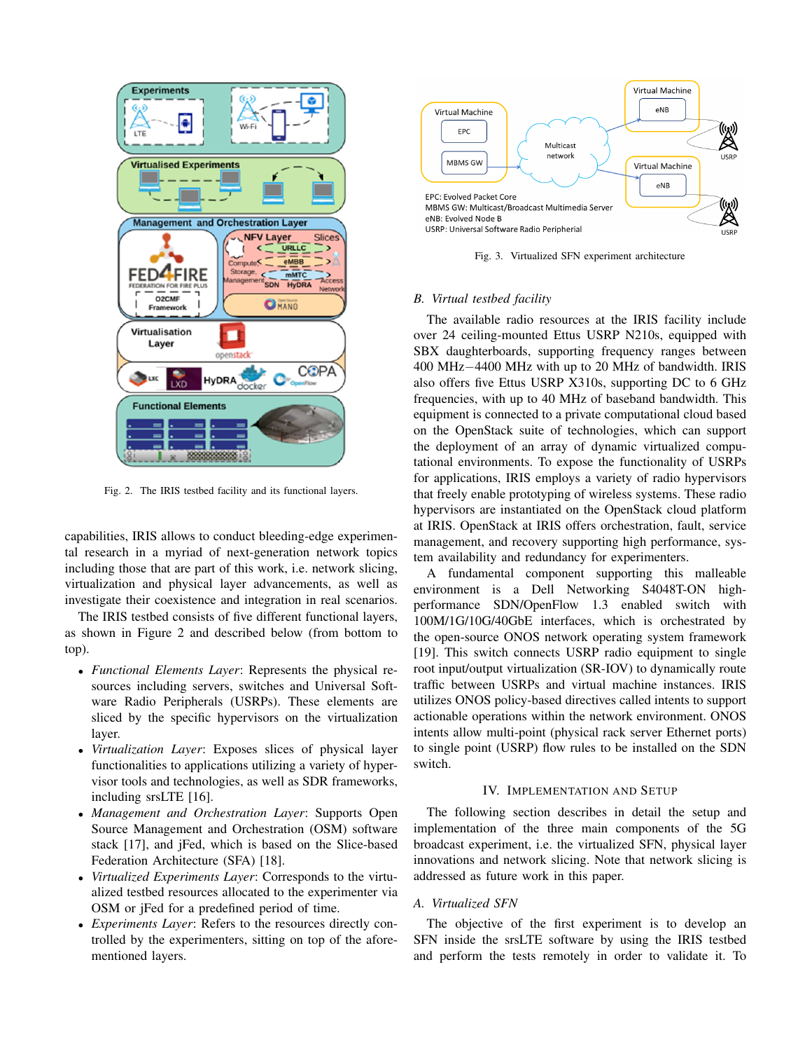Fig. 2. The IRIS testbed facility and its functional layers.

capabilities, IRIS allows to conduct bleeding-edge experimental research in a myriad of next-generation network topics including those that are part of this work, i.e. network slicing, virtualization and physical layer advancements, as well as investigate their coexistence and integration in real scenarios.

The IRIS testbed consists of five different functional layers, as shown in Figure 2 and described below (from bottom to top).

- *Functional Elements Layer*: Represents the physical resources including servers, switches and Universal Software Radio Peripherals (USRPs). These elements are sliced by the specific hypervisors on the virtualization layer.
- *Virtualization Layer*: Exposes slices of physical layer functionalities to applications utilizing a variety of hypervisor tools and technologies, as well as SDR frameworks, including srsLTE [16].
- *Management and Orchestration Layer*: Supports Open Source Management and Orchestration (OSM) software stack [17], and jFed, which is based on the Slice-based Federation Architecture (SFA) [18].
- *Virtualized Experiments Layer*: Corresponds to the virtualized testbed resources allocated to the experimenter via OSM or jFed for a predefined period of time.
- *Experiments Layer*: Refers to the resources directly controlled by the experimenters, sitting on top of the aforementioned layers.

Fig. 3. Virtualized SFN experiment architecture

### B. Virtual testbed facility

The available radio resources at the IRIS facility include over 24 ceiling-mounted Ettus USRP N210s, equipped with SBX daughterboards, supporting frequency ranges between 400 MHz−4400 MHz with up to 20 MHz of bandwidth. IRIS also offers five Ettus USRP X310s, supporting DC to 6 GHz frequencies, with up to 40 MHz of baseband bandwidth. This equipment is connected to a private computational cloud based on the OpenStack suite of technologies, which can support the deployment of an array of dynamic virtualized computational environments. To expose the functionality of USRPs for applications, IRIS employs a variety of radio hypervisors that freely enable prototyping of wireless systems. These radio hypervisors are instantiated on the OpenStack cloud platform at IRIS. OpenStack at IRIS offers orchestration, fault, service management, and recovery supporting high performance, system availability and redundancy for experimenters.

A fundamental component supporting this malleable environment is a Dell Networking S4048T-ON high-performance SDN/OpenFlow 1.3 enabled switch with 100M/1G/10G/40GbE interfaces, which is orchestrated by the open-source ONOS network operating system framework [19]. This switch connects USRP radio equipment to single root input/output virtualization (SR-IOV) to dynamically route traffic between USRPs and virtual machine instances. IRIS utilizes ONOS policy-based directives called intents to support actionable operations within the network environment. ONOS intents allow multi-point (physical rack server Ethernet ports) to single point (USRP) flow rules to be installed on the SDN switch.

## IV. Implementation and Setup

The following section describes in detail the setup and implementation of the three main components of the 5G broadcast experiment, i.e. the virtualized SFN, physical layer innovations and network slicing. Note that network slicing is addressed as future work in this paper.

### A. Virtualized SFN

The objective of the first experiment is to develop an SFN inside the srsLTE software by using the IRIS testbed and perform the tests remotely in order to validate it. To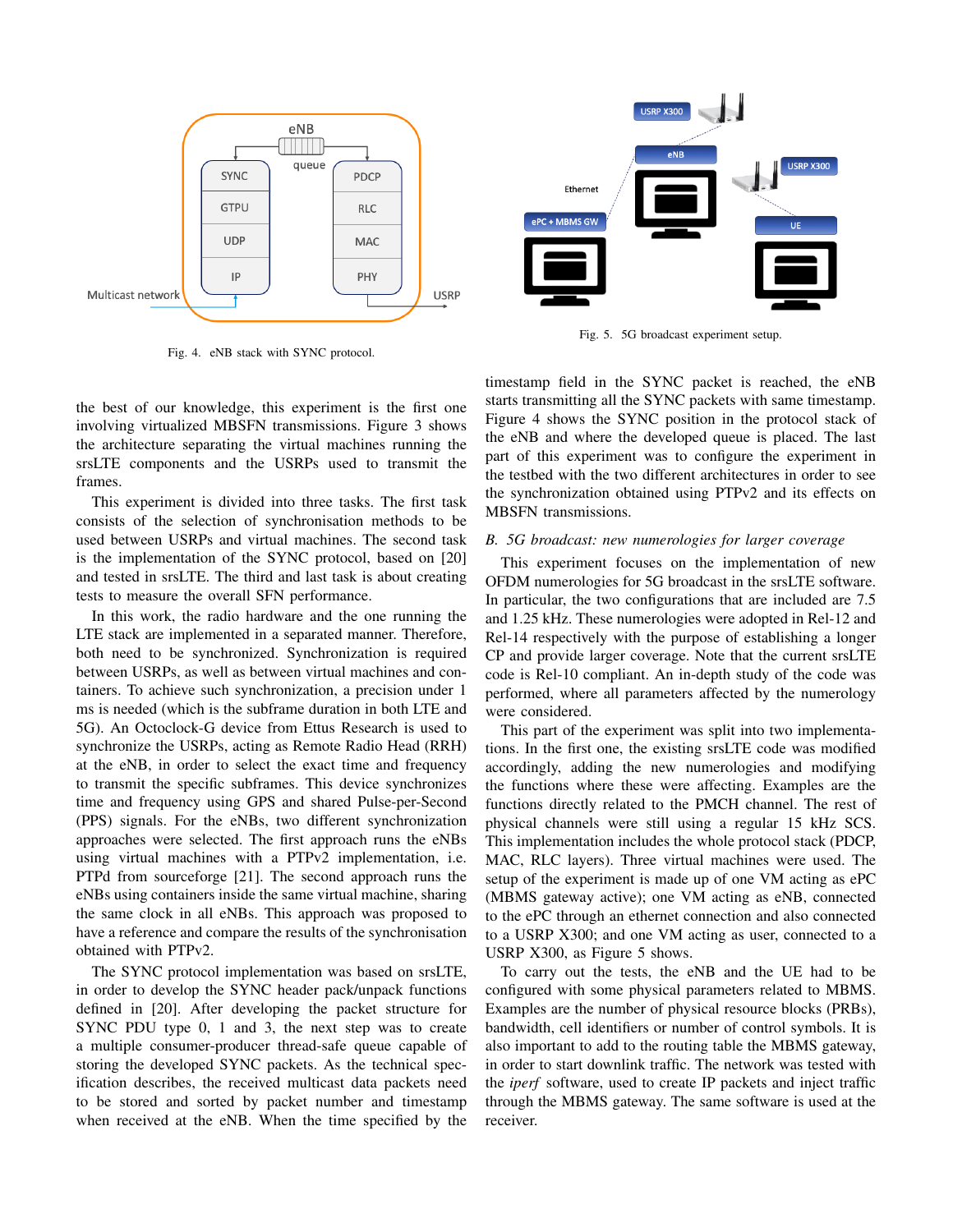Fig. 4. eNB stack with SYNC protocol.

Fig. 5. 5G broadcast experiment setup.

the best of our knowledge, this experiment is the first one involving virtualized MBSFN transmissions. Figure 3 shows the architecture separating the virtual machines running the srsLTE components and the USRPs used to transmit the frames.

This experiment is divided into three tasks. The first task consists of the selection of synchronisation methods to be used between USRPs and virtual machines. The second task is the implementation of the SYNC protocol, based on [20] and tested in srsLTE. The third and last task is about creating tests to measure the overall SFN performance.

In this work, the radio hardware and the one running the LTE stack are implemented in a separated manner. Therefore, both need to be synchronized. Synchronization is required between USRPs, as well as between virtual machines and containers. To achieve such synchronization, a precision under 1 ms is needed (which is the subframe duration in both LTE and 5G). An Octoclock-G device from Ettus Research is used to synchronize the USRPs, acting as Remote Radio Head (RRH) at the eNB, in order to select the exact time and frequency to transmit the specific subframes. This device synchronizes time and frequency using GPS and shared Pulse-per-Second (PPS) signals. For the eNBs, two different synchronization approaches were selected. The first approach runs the eNBs using virtual machines with a PTPv2 implementation, i.e. PTPd from sourceforge [21]. The second approach runs the eNBs using containers inside the same virtual machine, sharing the same clock in all eNBs. This approach was proposed to have a reference and compare the results of the synchronisation obtained with PTPv2.

The SYNC protocol implementation was based on srsLTE, in order to develop the SYNC header pack/unpack functions defined in [20]. After developing the packet structure for SYNC PDU type 0, 1 and 3, the next step was to create a multiple consumer-producer thread-safe queue capable of storing the developed SYNC packets. As the technical specification describes, the received multicast data packets need to be stored and sorted by packet number and timestamp when received at the eNB. When the time specified by the timestamp field in the SYNC packet is reached, the eNB starts transmitting all the SYNC packets with same timestamp. Figure 4 shows the SYNC position in the protocol stack of the eNB and where the developed queue is placed. The last part of this experiment was to configure the experiment in the testbed with the two different architectures in order to see the synchronization obtained using PTPv2 and its effects on MBSFN transmissions.

### *B. 5G broadcast: new numerologies for larger coverage*

This experiment focuses on the implementation of new OFDM numerologies for 5G broadcast in the srsLTE software. In particular, the two configurations that are included are 7.5 and 1.25 kHz. These numerologies were adopted in Rel-12 and Rel-14 respectively with the purpose of establishing a longer CP and provide larger coverage. Note that the current srsLTE code is Rel-10 compliant. An in-depth study of the code was performed, where all parameters affected by the numerology were considered.

This part of the experiment was split into two implementations. In the first one, the existing srsLTE code was modified accordingly, adding the new numerologies and modifying the functions where these were affecting. Examples are the functions directly related to the PMCH channel. The rest of physical channels were still using a regular 15 kHz SCS. This implementation includes the whole protocol stack (PDCP, MAC, RLC layers). Three virtual machines were used. The setup of the experiment is made up of one VM acting as ePC (MBMS gateway active); one VM acting as eNB, connected to the ePC through an ethernet connection and also connected to a USRP X300; and one VM acting as user, connected to a USRP X300, as Figure 5 shows.

To carry out the tests, the eNB and the UE had to be configured with some physical parameters related to MBMS. Examples are the number of physical resource blocks (PRBs), bandwidth, cell identifiers or number of control symbols. It is also important to add to the routing table the MBMS gateway, in order to start downlink traffic. The network was tested with the *iperf* software, used to create IP packets and inject traffic through the MBMS gateway. The same software is used at the receiver.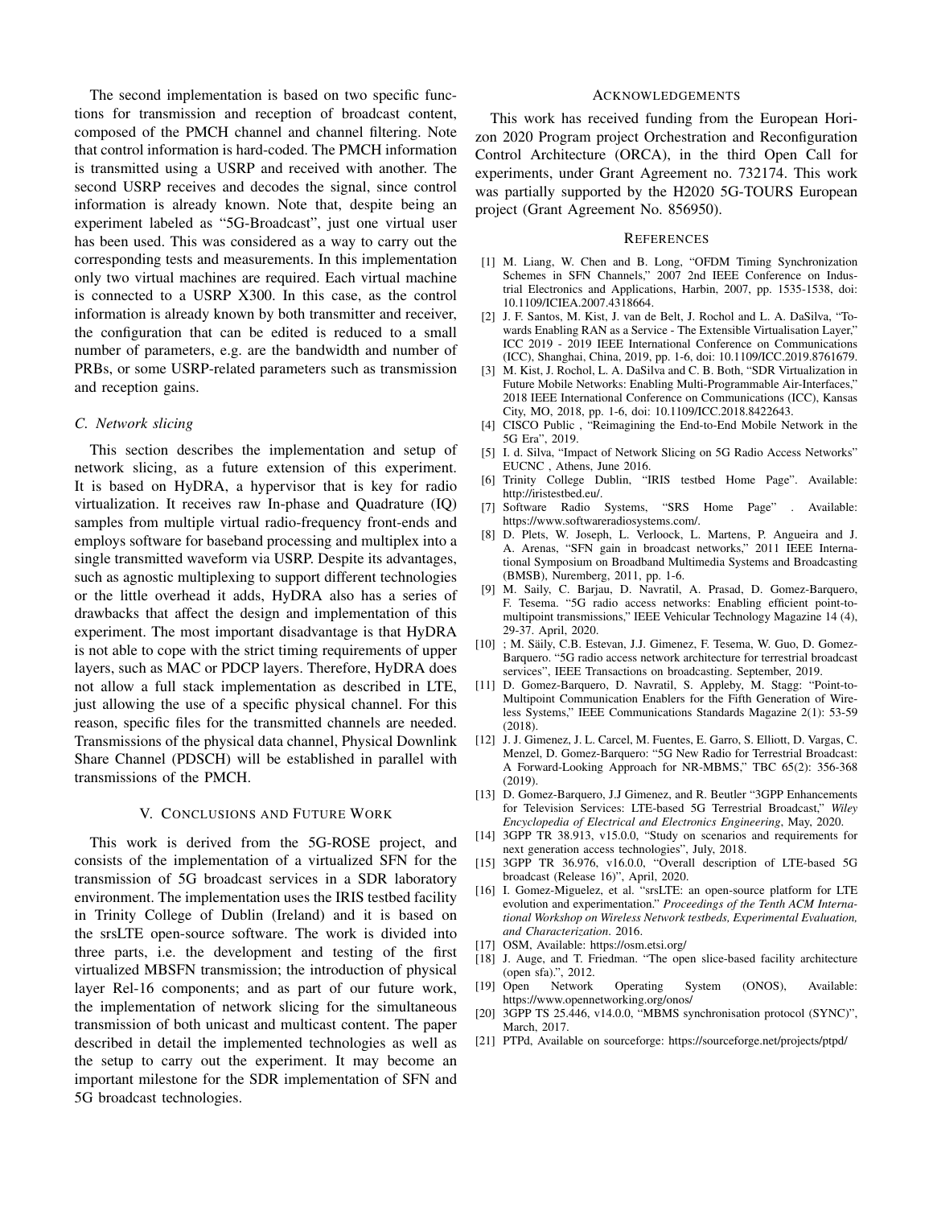The second implementation is based on two specific functions for transmission and reception of broadcast content, composed of the PMCH channel and channel filtering. Note that control information is hard-coded. The PMCH information is transmitted using a USRP and received with another. The second USRP receives and decodes the signal, since control information is already known. Note that, despite being an experiment labeled as "5G-Broadcast", just one virtual user has been used. This was considered as a way to carry out the corresponding tests and measurements. In this implementation only two virtual machines are required. Each virtual machine is connected to a USRP X300. In this case, as the control information is already known by both transmitter and receiver, the configuration that can be edited is reduced to a small number of parameters, e.g. are the bandwidth and number of PRBs, or some USRP-related parameters such as transmission and reception gains.

### C. Network slicing

This section describes the implementation and setup of network slicing, as a future extension of this experiment. It is based on HyDRA, a hypervisor that is key for radio virtualization. It receives raw In-phase and Quadrature (IQ) samples from multiple virtual radio-frequency front-ends and employs software for baseband processing and multiplex into a single transmitted waveform via USRP. Despite its advantages, such as agnostic multiplexing to support different technologies or the little overhead it adds, HyDRA also has a series of drawbacks that affect the design and implementation of this experiment. The most important disadvantage is that HyDRA is not able to cope with the strict timing requirements of upper layers, such as MAC or PDCP layers. Therefore, HyDRA does not allow a full stack implementation as described in LTE, just allowing the use of a specific physical channel. For this reason, specific files for the transmitted channels are needed. Transmissions of the physical data channel, Physical Downlink Share Channel (PDSCH) will be established in parallel with transmissions of the PMCH.

## V. Conclusions and Future Work

This work is derived from the 5G-ROSE project, and consists of the implementation of a virtualized SFN for the transmission of 5G broadcast services in a SDR laboratory environment. The implementation uses the IRIS testbed facility in Trinity College of Dublin (Ireland) and it is based on the srsLTE open-source software. The work is divided into three parts, i.e. the development and testing of the first virtualized MBSFN transmission; the introduction of physical layer Rel-16 components; and as part of our future work, the implementation of network slicing for the simultaneous transmission of both unicast and multicast content. The paper described in detail the implemented technologies as well as the setup to carry out the experiment. It may become an important milestone for the SDR implementation of SFN and 5G broadcast technologies.

## Acknowledgements

This work has received funding from the European Horizon 2020 Program project Orchestration and Reconfiguration Control Architecture (ORCA), in the third Open Call for experiments, under Grant Agreement no. 732174. This work was partially supported by the H2020 5G-TOURS European project (Grant Agreement No. 856950).

## References

[1] M. Liang, W. Chen and B. Long, "OFDM Timing Synchronization Schemes in SFN Channels," 2007 2nd IEEE Conference on Industrial Electronics and Applications, Harbin, 2007, pp. 1535-1538, doi: 10.1109/ICIEA.2007.4318664.

[2] J. F. Santos, M. Kist, J. van de Belt, J. Rochol and L. A. DaSilva, "Towards Enabling RAN as a Service - The Extensible Virtualisation Layer," ICC 2019 - 2019 IEEE International Conference on Communications (ICC), Shanghai, China, 2019, pp. 1-6, doi: 10.1109/ICC.2019.8761679.

[3] M. Kist, J. Rochol, L. A. DaSilva and C. B. Both, "SDR Virtualization in Future Mobile Networks: Enabling Multi-Programmable Air-Interfaces," 2018 IEEE International Conference on Communications (ICC), Kansas City, MO, 2018, pp. 1-6, doi: 10.1109/ICC.2018.8422643.

[4] CISCO Public , "Reimagining the End-to-End Mobile Network in the 5G Era", 2019.

[5] I. d. Silva, "Impact of Network Slicing on 5G Radio Access Networks" EUCNC , Athens, June 2016.

[6] Trinity College Dublin, "IRIS testbed Home Page". Available: http://iristestbed.eu/.

[7] Software Radio Systems, "SRS Home Page" . Available: https://www.softwareradiosystems.com/.

[8] D. Plets, W. Joseph, L. Verloock, L. Martens, P. Angueira and J. A. Arenas, "SFN gain in broadcast networks," 2011 IEEE International Symposium on Broadband Multimedia Systems and Broadcasting (BMSB), Nuremberg, 2011, pp. 1-6.

[9] M. Saily, C. Barjau, D. Navratil, A. Prasad, D. Gomez-Barquero, F. Tesema. "5G radio access networks: Enabling efficient point-to-multipoint transmissions," IEEE Vehicular Technology Magazine 14 (4), 29-37. April, 2020.

[10] ; M. Säily, C.B. Estevan, J.J. Gimenez, F. Tesema, W. Guo, D. Gomez-Barquero. "5G radio access network architecture for terrestrial broadcast services", IEEE Transactions on broadcasting. September, 2019.

[11] D. Gomez-Barquero, D. Navratil, S. Appleby, M. Stagg: "Point-to-Multipoint Communication Enablers for the Fifth Generation of Wireless Systems," IEEE Communications Standards Magazine 2(1): 53-59 (2018).

[12] J. J. Gimenez, J. L. Carcel, M. Fuentes, E. Garro, S. Elliott, D. Vargas, C. Menzel, D. Gomez-Barquero: "5G New Radio for Terrestrial Broadcast: A Forward-Looking Approach for NR-MBMS," TBC 65(2): 356-368 (2019).

[13] D. Gomez-Barquero, J.J Gimenez, and R. Beutler "3GPP Enhancements for Television Services: LTE-based 5G Terrestrial Broadcast," *Wiley Encyclopedia of Electrical and Electronics Engineering*, May, 2020.

[14] 3GPP TR 38.913, v15.0.0, "Study on scenarios and requirements for next generation access technologies", July, 2018.

[15] 3GPP TR 36.976, v16.0.0, "Overall description of LTE-based 5G broadcast (Release 16)", April, 2020.

[16] I. Gomez-Miguelez, et al. "srsLTE: an open-source platform for LTE evolution and experimentation." *Proceedings of the Tenth ACM International Workshop on Wireless Network testbeds, Experimental Evaluation, and Characterization*. 2016.

[17] OSM, Available: https://osm.etsi.org/

[18] J. Auge, and T. Friedman. "The open slice-based facility architecture (open sfa).", 2012.

[19] Open Network Operating System (ONOS), Available: https://www.opennetworking.org/onos/

[20] 3GPP TS 25.446, v14.0.0, "MBMS synchronisation protocol (SYNC)", March, 2017.

[21] PTPd, Available on sourceforge: https://sourceforge.net/projects/ptpd/